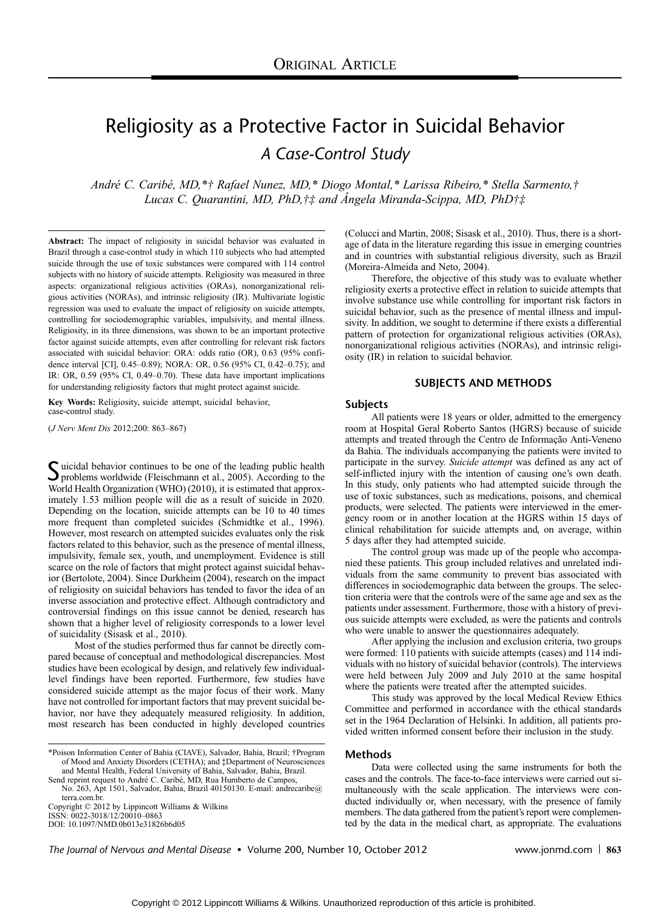ORIGINAL ARTICLE

# Religiosity as a Protective Factor in Suicidal Behavior

## A Case-Control Study

*André C. Caribé, MD,*† Rafael Nunez, MD,* Diogo Montal,* Larissa Ribeiro,* Stella Sarmento,† Lucas C. Quarantini, MD, PhD,†‡ and Ângela Miranda-Scippa, MD, PhD†‡*

**Abstract:** The impact of religiosity in suicidal behavior was evaluated in Brazil through a case-control study in which 110 subjects who had attempted suicide through the use of toxic substances were compared with 114 control subjects with no history of suicide attempts. Religiosity was measured in three aspects: organizational religious activities (ORAs), nonorganizational religious activities (NORAs), and intrinsic religiosity (IR). Multivariate logistic regression was used to evaluate the impact of religiosity on suicide attempts, controlling for sociodemographic variables, impulsivity, and mental illness. Religiosity, in its three dimensions, was shown to be an important protective factor against suicide attempts, even after controlling for relevant risk factors associated with suicidal behavior: ORA: odds ratio (OR), 0.63 (95% confidence interval [CI], 0.45–0.89); NORA: OR, 0.56 (95% CI, 0.42–0.75); and IR: OR, 0.59 (95% CI, 0.49–0.70). These data have important implications for understanding religiosity factors that might protect against suicide.

**Key Words:** Religiosity, suicide attempt, suicidal behavior, case-control study.

(*J Nerv Ment Dis* 2012;200: 863–867)

Suicidal behavior continues to be one of the leading public health problems worldwide (Fleischmann et al., 2005). According to the World Health Organization (WHO) (2010), it is estimated that approximately 1.53 million people will die as a result of suicide in 2020. Depending on the location, suicide attempts can be 10 to 40 times more frequent than completed suicides (Schmidtke et al., 1996). However, most research on attempted suicides evaluates only the risk factors related to this behavior, such as the presence of mental illness, impulsivity, female sex, youth, and unemployment. Evidence is still scarce on the role of factors that might protect against suicidal behavior (Bertolote, 2004). Since Durkheim (2004), research on the impact of religiosity on suicidal behaviors has tended to favor the idea of an inverse association and protective effect. Although contradictory and controversial findings on this issue cannot be denied, research has shown that a higher level of religiosity corresponds to a lower level of suicidality (Sisask et al., 2010).

Most of the studies performed thus far cannot be directly compared because of conceptual and methodological discrepancies. Most studies have been ecological by design, and relatively few individual-level findings have been reported. Furthermore, few studies have considered suicide attempt as the major focus of their work. Many have not controlled for important factors that may prevent suicidal behavior, nor have they adequately measured religiosity. In addition, most research has been conducted in highly developed countries (Colucci and Martin, 2008; Sisask et al., 2010). Thus, there is a shortage of data in the literature regarding this issue in emerging countries and in countries with substantial religious diversity, such as Brazil (Moreira-Almeida and Neto, 2004).

Therefore, the objective of this study was to evaluate whether religiosity exerts a protective effect in relation to suicide attempts that involve substance use while controlling for important risk factors in suicidal behavior, such as the presence of mental illness and impulsivity. In addition, we sought to determine if there exists a differential pattern of protection for organizational religious activities (ORAs), nonorganizational religious activities (NORAs), and intrinsic religiosity (IR) in relation to suicidal behavior.

## SUBJECTS AND METHODS

### Subjects

All patients were 18 years or older, admitted to the emergency room at Hospital Geral Roberto Santos (HGRS) because of suicide attempts and treated through the Centro de Informação Anti-Veneno da Bahia. The individuals accompanying the patients were invited to participate in the survey. *Suicide attempt* was defined as any act of self-inflicted injury with the intention of causing one's own death. In this study, only patients who had attempted suicide through the use of toxic substances, such as medications, poisons, and chemical products, were selected. The patients were interviewed in the emergency room or in another location at the HGRS within 15 days of clinical rehabilitation for suicide attempts and, on average, within 5 days after they had attempted suicide.

The control group was made up of the people who accompanied these patients. This group included relatives and unrelated individuals from the same community to prevent bias associated with differences in sociodemographic data between the groups. The selection criteria were that the controls were of the same age and sex as the patients under assessment. Furthermore, those with a history of previous suicide attempts were excluded, as were the patients and controls who were unable to answer the questionnaires adequately.

After applying the inclusion and exclusion criteria, two groups were formed: 110 patients with suicide attempts (cases) and 114 individuals with no history of suicidal behavior (controls). The interviews were held between July 2009 and July 2010 at the same hospital where the patients were treated after the attempted suicides.

This study was approved by the local Medical Review Ethics Committee and performed in accordance with the ethical standards set in the 1964 Declaration of Helsinki. In addition, all patients provided written informed consent before their inclusion in the study.

### Methods

Data were collected using the same instruments for both the cases and the controls. The face-to-face interviews were carried out simultaneously with the scale application. The interviews were conducted individually or, when necessary, with the presence of family members. The data gathered from the patient's report were complemented by the data in the medical chart, as appropriate. The evaluations

*Poison Information Center of Bahia (CIAVE), Salvador, Bahia, Brazil; †Program of Mood and Anxiety Disorders (CETHA); and ‡Department of Neurosciences and Mental Health, Federal University of Bahia, Salvador, Bahia, Brazil.

Send reprint request to André C. Caribé, MD, Rua Humberto de Campos, No. 263, Apt 1501, Salvador, Bahia, Brazil 40150130. E-mail: andrecaribe@terra.com.br.

Copyright © 2012 by Lippincott Williams & Wilkins

ISSN: 0022-3018/12/20010–0863

DOI: 10.1097/NMD.0b013e31826b6d05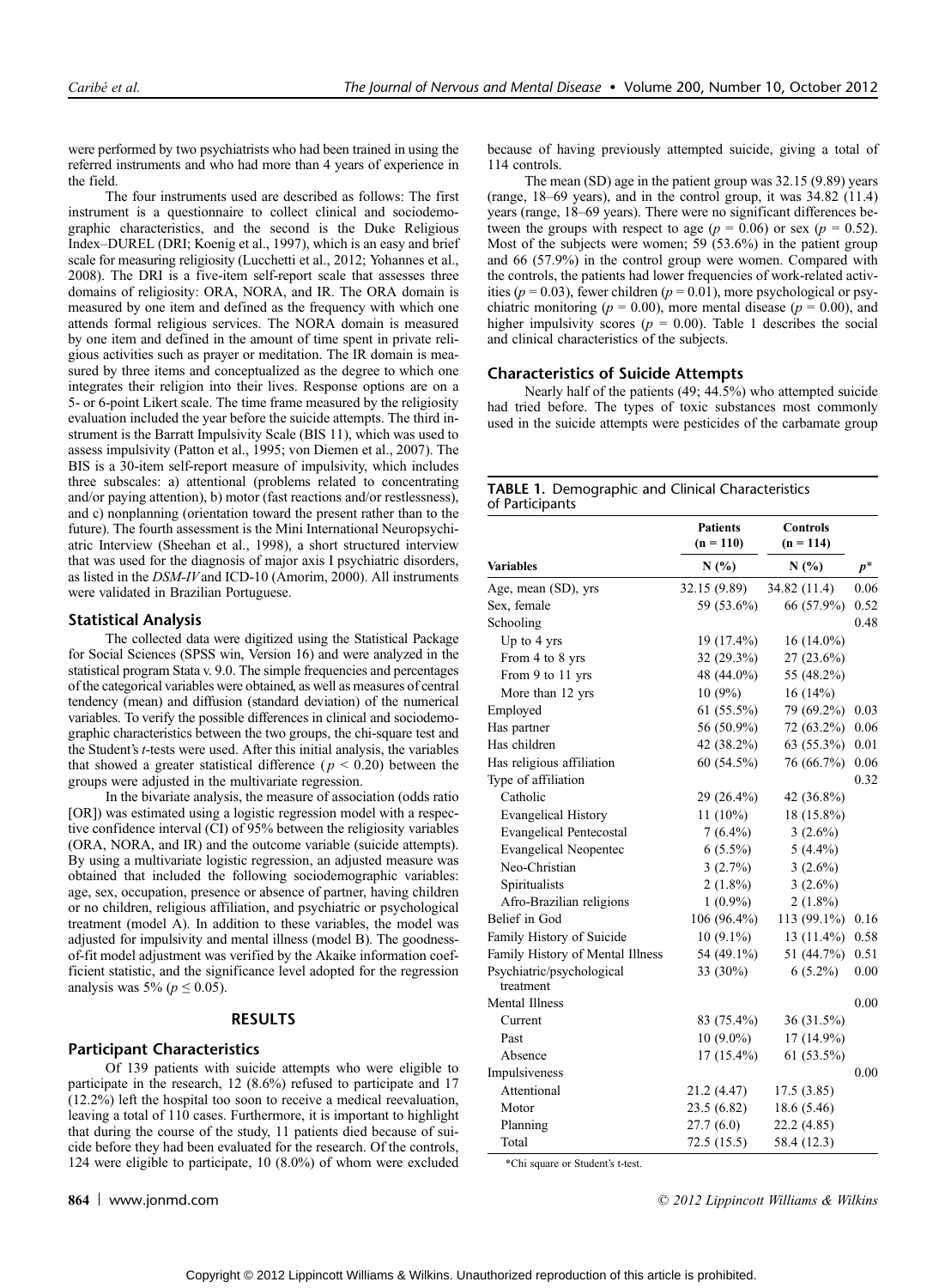were performed by two psychiatrists who had been trained in using the referred instruments and who had more than 4 years of experience in the field.

The four instruments used are described as follows: The first instrument is a questionnaire to collect clinical and sociodemographic characteristics, and the second is the Duke Religious Index–DUREL (DRI; Koenig et al., 1997), which is an easy and brief scale for measuring religiosity (Lucchetti et al., 2012; Yohannes et al., 2008). The DRI is a five-item self-report scale that assesses three domains of religiosity: ORA, NORA, and IR. The ORA domain is measured by one item and defined as the frequency with which one attends formal religious services. The NORA domain is measured by one item and defined in the amount of time spent in private religious activities such as prayer or meditation. The IR domain is measured by three items and conceptualized as the degree to which one integrates their religion into their lives. Response options are on a 5- or 6-point Likert scale. The time frame measured by the religiosity evaluation included the year before the suicide attempts. The third instrument is the Barratt Impulsivity Scale (BIS 11), which was used to assess impulsivity (Patton et al., 1995; von Diemen et al., 2007). The BIS is a 30-item self-report measure of impulsivity, which includes three subscales: a) attentional (problems related to concentrating and/or paying attention), b) motor (fast reactions and/or restlessness), and c) nonplanning (orientation toward the present rather than to the future). The fourth assessment is the Mini International Neuropsychiatric Interview (Sheehan et al., 1998), a short structured interview that was used for the diagnosis of major axis I psychiatric disorders, as listed in the *DSM-IV* and ICD-10 (Amorim, 2000). All instruments were validated in Brazilian Portuguese.

## Statistical Analysis

The collected data were digitized using the Statistical Package for Social Sciences (SPSS win, Version 16) and were analyzed in the statistical program Stata v. 9.0. The simple frequencies and percentages of the categorical variables were obtained, as well as measures of central tendency (mean) and diffusion (standard deviation) of the numerical variables. To verify the possible differences in clinical and sociodemographic characteristics between the two groups, the chi-square test and the Student's *t*-tests were used. After this initial analysis, the variables that showed a greater statistical difference ($p < 0.20$) between the groups were adjusted in the multivariate regression.

In the bivariate analysis, the measure of association (odds ratio [OR]) was estimated using a logistic regression model with a respective confidence interval (CI) of 95% between the religiosity variables (ORA, NORA, and IR) and the outcome variable (suicide attempts). By using a multivariate logistic regression, an adjusted measure was obtained that included the following sociodemographic variables: age, sex, occupation, presence or absence of partner, having children or no children, religious affiliation, and psychiatric or psychological treatment (model A). In addition to these variables, the model was adjusted for impulsivity and mental illness (model B). The goodness-of-fit model adjustment was verified by the Akaike information coefficient statistic, and the significance level adopted for the regression analysis was 5% ($p \leq 0.05$).

# RESULTS

## Participant Characteristics

Of 139 patients with suicide attempts who were eligible to participate in the research, 12 (8.6%) refused to participate and 17 (12.2%) left the hospital too soon to receive a medical reevaluation, leaving a total of 110 cases. Furthermore, it is important to highlight that during the course of the study, 11 patients died because of suicide before they had been evaluated for the research. Of the controls, 124 were eligible to participate, 10 (8.0%) of whom were excluded because of having previously attempted suicide, giving a total of 114 controls.

The mean (SD) age in the patient group was 32.15 (9.89) years (range, 18–69 years), and in the control group, it was 34.82 (11.4) years (range, 18–69 years). There were no significant differences between the groups with respect to age ($p = 0.06$) or sex ($p = 0.52$). Most of the subjects were women; 59 (53.6%) in the patient group and 66 (57.9%) in the control group were women. Compared with the controls, the patients had lower frequencies of work-related activities ($p = 0.03$), fewer children ($p = 0.01$), more psychological or psychiatric monitoring ($p = 0.00$), more mental disease ($p = 0.00$), and higher impulsivity scores ($p = 0.00$). Table 1 describes the social and clinical characteristics of the subjects.

## Characteristics of Suicide Attempts

Nearly half of the patients (49; 44.5%) who attempted suicide had tried before. The types of toxic substances most commonly used in the suicide attempts were pesticides of the carbamate group

**TABLE 1.** Demographic and Clinical Characteristics of Participants

| | Patients (n = 110) | Controls (n = 114) | |
|---|---|---|---|
| **Variables** | **N (%)** | **N (%)** | $p$* |
| Age, mean (SD), yrs | 32.15 (9.89) | 34.82 (11.4) | 0.06 |
| Sex, female | 59 (53.6%) | 66 (57.9%) | 0.52 |
| Schooling | | | 0.48 |
| Up to 4 yrs | 19 (17.4%) | 16 (14.0%) | |
| From 4 to 8 yrs | 32 (29.3%) | 27 (23.6%) | |
| From 9 to 11 yrs | 48 (44.0%) | 55 (48.2%) | |
| More than 12 yrs | 10 (9%) | 16 (14%) | |
| Employed | 61 (55.5%) | 79 (69.2%) | 0.03 |
| Has partner | 56 (50.9%) | 72 (63.2%) | 0.06 |
| Has children | 42 (38.2%) | 63 (55.3%) | 0.01 |
| Has religious affiliation | 60 (54.5%) | 76 (66.7%) | 0.06 |
| Type of affiliation | | | 0.32 |
| Catholic | 29 (26.4%) | 42 (36.8%) | |
| Evangelical History | 11 (10%) | 18 (15.8%) | |
| Evangelical Pentecostal | 7 (6.4%) | 3 (2.6%) | |
| Evangelical Neopentec | 6 (5.5%) | 5 (4.4%) | |
| Neo-Christian | 3 (2.7%) | 3 (2.6%) | |
| Spiritualists | 2 (1.8%) | 3 (2.6%) | |
| Afro-Brazilian religions | 1 (0.9%) | 2 (1.8%) | |
| Belief in God | 106 (96.4%) | 113 (99.1%) | 0.16 |
| Family History of Suicide | 10 (9.1%) | 13 (11.4%) | 0.58 |
| Family History of Mental Illness | 54 (49.1%) | 51 (44.7%) | 0.51 |
| Psychiatric/psychological treatment | 33 (30%) | 6 (5.2%) | 0.00 |
| Mental Illness | | | 0.00 |
| Current | 83 (75.4%) | 36 (31.5%) | |
| Past | 10 (9.0%) | 17 (14.9%) | |
| Absence | 17 (15.4%) | 61 (53.5%) | |
| Impulsiveness | | | 0.00 |
| Attentional | 21.2 (4.47) | 17.5 (3.85) | |
| Motor | 23.5 (6.82) | 18.6 (5.46) | |
| Planning | 27.7 (6.0) | 22.2 (4.85) | |
| Total | 72.5 (15.5) | 58.4 (12.3) | |

*Chi square or Student's t-test.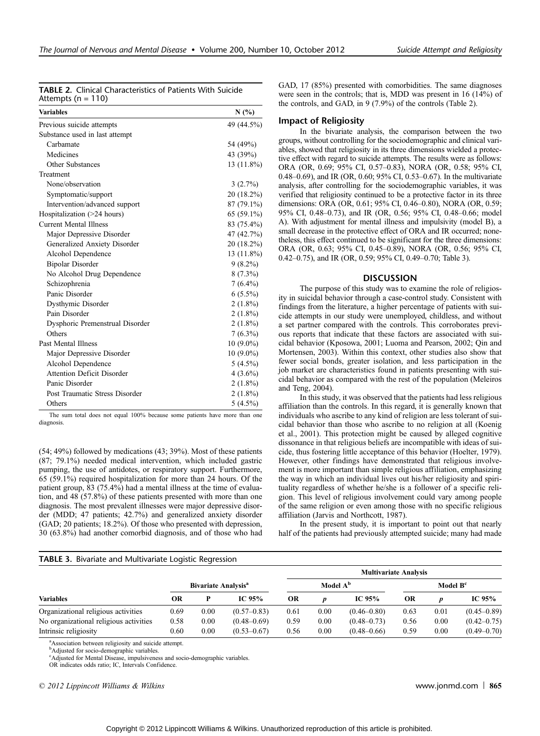**TABLE 2.** Clinical Characteristics of Patients With Suicide Attempts (n = 110)

| Variables | N (%) |
|---|---|
| Previous suicide attempts | 49 (44.5%) |
| Substance used in last attempt | |
| Carbamate | 54 (49%) |
| Medicines | 43 (39%) |
| Other Substances | 13 (11.8%) |
| Treatment | |
| None/observation | 3 (2.7%) |
| Symptomatic/support | 20 (18.2%) |
| Intervention/advanced support | 87 (79.1%) |
| Hospitalization (>24 hours) | 65 (59.1%) |
| Current Mental Illness | 83 (75.4%) |
| Major Depressive Disorder | 47 (42.7%) |
| Generalized Anxiety Disorder | 20 (18.2%) |
| Alcohol Dependence | 13 (11.8%) |
| Bipolar Disorder | 9 (8.2%) |
| No Alcohol Drug Dependence | 8 (7.3%) |
| Schizophrenia | 7 (6.4%) |
| Panic Disorder | 6 (5.5%) |
| Dysthymic Disorder | 2 (1.8%) |
| Pain Disorder | 2 (1.8%) |
| Dysphoric Premenstrual Disorder | 2 (1.8%) |
| Others | 7 (6.3%) |
| Past Mental Illness | 10 (9.0%) |
| Major Depressive Disorder | 10 (9.0%) |
| Alcohol Dependence | 5 (4.5%) |
| Attention Deficit Disorder | 4 (3.6%) |
| Panic Disorder | 2 (1.8%) |
| Post Traumatic Stress Disorder | 2 (1.8%) |
| Others | 5 (4.5%) |

The sum total does not equal 100% because some patients have more than one diagnosis.

(54; 49%) followed by medications (43; 39%). Most of these patients (87; 79.1%) needed medical intervention, which included gastric pumping, the use of antidotes, or respiratory support. Furthermore, 65 (59.1%) required hospitalization for more than 24 hours. Of the patient group, 83 (75.4%) had a mental illness at the time of evaluation, and 48 (57.8%) of these patients presented with more than one diagnosis. The most prevalent illnesses were major depressive disorder (MDD; 47 patients; 42.7%) and generalized anxiety disorder (GAD; 20 patients; 18.2%). Of those who presented with depression, 30 (63.8%) had another comorbid diagnosis, and of those who had GAD, 17 (85%) presented with comorbidities. The same diagnoses were seen in the controls; that is, MDD was present in 16 (14%) of the controls, and GAD, in 9 (7.9%) of the controls (Table 2).

## Impact of Religiosity

In the bivariate analysis, the comparison between the two groups, without controlling for the sociodemographic and clinical variables, showed that religiosity in its three dimensions wielded a protective effect with regard to suicide attempts. The results were as follows: ORA (OR, 0.69; 95% CI, 0.57–0.83), NORA (OR, 0.58; 95% CI, 0.48–0.69), and IR (OR, 0.60; 95% CI, 0.53–0.67). In the multivariate analysis, after controlling for the sociodemographic variables, it was verified that religiosity continued to be a protective factor in its three dimensions: ORA (OR, 0.61; 95% CI, 0.46–0.80), NORA (OR, 0.59; 95% CI, 0.48–0.73), and IR (OR, 0.56; 95% CI, 0.48–0.66; model A). With adjustment for mental illness and impulsivity (model B), a small decrease in the protective effect of ORA and IR occurred; nonetheless, this effect continued to be significant for the three dimensions: ORA (OR, 0.63; 95% CI, 0.45–0.89), NORA (OR, 0.56; 95% CI, 0.42–0.75), and IR (OR, 0.59; 95% CI, 0.49–0.70; Table 3).

## DISCUSSION

The purpose of this study was to examine the role of religiosity in suicidal behavior through a case-control study. Consistent with findings from the literature, a higher percentage of patients with suicide attempts in our study were unemployed, childless, and without a set partner compared with the controls. This corroborates previous reports that indicate that these factors are associated with suicidal behavior (Kposowa, 2001; Luoma and Pearson, 2002; Qin and Mortensen, 2003). Within this context, other studies also show that fewer social bonds, greater isolation, and less participation in the job market are characteristics found in patients presenting with suicidal behavior as compared with the rest of the population (Meleiros and Teng, 2004).

In this study, it was observed that the patients had less religious affiliation than the controls. In this regard, it is generally known that individuals who ascribe to any kind of religion are less tolerant of suicidal behavior than those who ascribe to no religion at all (Koenig et al., 2001). This protection might be caused by alleged cognitive dissonance in that religious beliefs are incompatible with ideas of suicide, thus fostering little acceptance of this behavior (Hoelter, 1979). However, other findings have demonstrated that religious involvement is more important than simple religious affiliation, emphasizing the way in which an individual lives out his/her religiosity and spirituality regardless of whether he/she is a follower of a specific religion. This level of religious involvement could vary among people of the same religion or even among those with no specific religious affiliation (Jarvis and Northcott, 1987).

In the present study, it is important to point out that nearly half of the patients had previously attempted suicide; many had made

**TABLE 3.** Bivariate and Multivariate Logistic Regression

| | Bivariate Analysis[a] | | | Multivariate Analysis | | | | | |
|---|---|---|---|---|---|---|---|---|---|
| | | | | Model A[b] | | | Model B[c] | | |
| Variables | OR | P | IC 95% | OR | *p* | IC 95% | OR | *p* | IC 95% |
| Organizational religious activities | 0.69 | 0.00 | (0.57–0.83) | 0.61 | 0.00 | (0.46–0.80) | 0.63 | 0.01 | (0.45–0.89) |
| No organizational religious activities | 0.58 | 0.00 | (0.48–0.69) | 0.59 | 0.00 | (0.48–0.73) | 0.56 | 0.00 | (0.42–0.75) |
| Intrinsic religiosity | 0.60 | 0.00 | (0.53–0.67) | 0.56 | 0.00 | (0.48–0.66) | 0.59 | 0.00 | (0.49–0.70) |

[a]Association between religiosity and suicide attempt.
[b]Adjusted for socio-demographic variables.
[c]Adjusted for Mental Disease, impulsiveness and socio-demographic variables.
OR indicates odds ratio; IC, Intervals Confidence.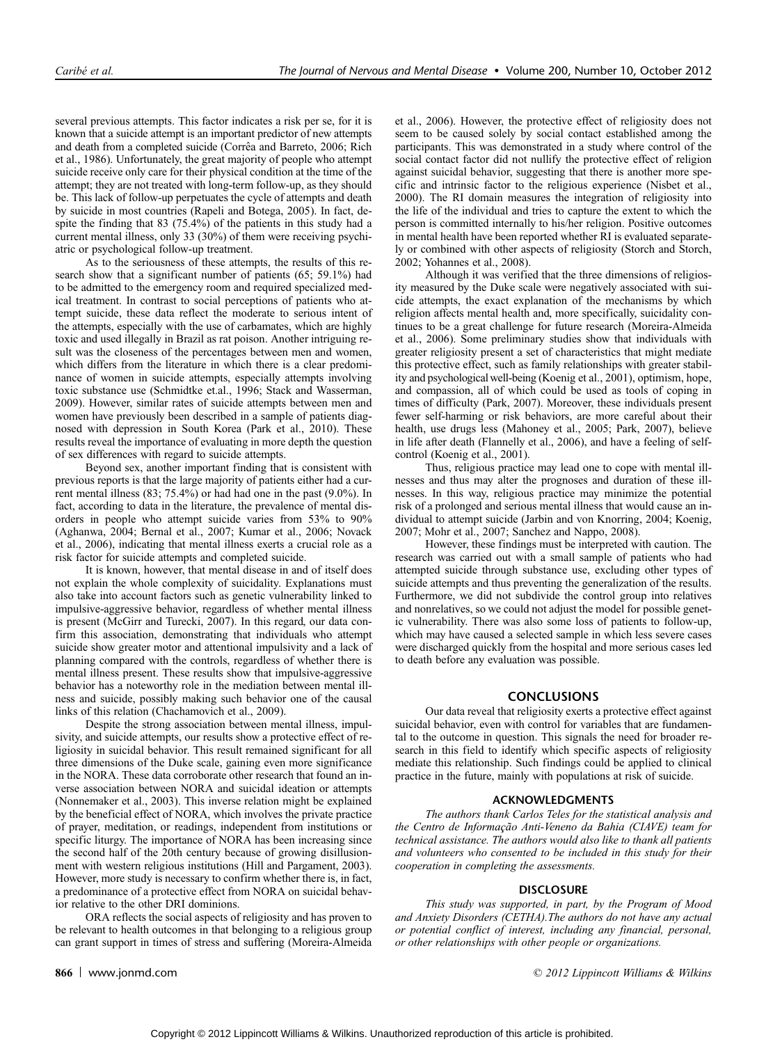several previous attempts. This factor indicates a risk per se, for it is known that a suicide attempt is an important predictor of new attempts and death from a completed suicide (Corrêa and Barreto, 2006; Rich et al., 1986). Unfortunately, the great majority of people who attempt suicide receive only care for their physical condition at the time of the attempt; they are not treated with long-term follow-up, as they should be. This lack of follow-up perpetuates the cycle of attempts and death by suicide in most countries (Rapeli and Botega, 2005). In fact, despite the finding that 83 (75.4%) of the patients in this study had a current mental illness, only 33 (30%) of them were receiving psychiatric or psychological follow-up treatment.

As to the seriousness of these attempts, the results of this research show that a significant number of patients (65; 59.1%) had to be admitted to the emergency room and required specialized medical treatment. In contrast to social perceptions of patients who attempt suicide, these data reflect the moderate to serious intent of the attempts, especially with the use of carbamates, which are highly toxic and used illegally in Brazil as rat poison. Another intriguing result was the closeness of the percentages between men and women, which differs from the literature in which there is a clear predominance of women in suicide attempts, especially attempts involving toxic substance use (Schmidtke et.al., 1996; Stack and Wasserman, 2009). However, similar rates of suicide attempts between men and women have previously been described in a sample of patients diagnosed with depression in South Korea (Park et al., 2010). These results reveal the importance of evaluating in more depth the question of sex differences with regard to suicide attempts.

Beyond sex, another important finding that is consistent with previous reports is that the large majority of patients either had a current mental illness (83; 75.4%) or had had one in the past (9.0%). In fact, according to data in the literature, the prevalence of mental disorders in people who attempt suicide varies from 53% to 90% (Aghanwa, 2004; Bernal et al., 2007; Kumar et al., 2006; Novack et al., 2006), indicating that mental illness exerts a crucial role as a risk factor for suicide attempts and completed suicide.

It is known, however, that mental disease in and of itself does not explain the whole complexity of suicidality. Explanations must also take into account factors such as genetic vulnerability linked to impulsive-aggressive behavior, regardless of whether mental illness is present (McGirr and Turecki, 2007). In this regard, our data confirm this association, demonstrating that individuals who attempt suicide show greater motor and attentional impulsivity and a lack of planning compared with the controls, regardless of whether there is mental illness present. These results show that impulsive-aggressive behavior has a noteworthy role in the mediation between mental illness and suicide, possibly making such behavior one of the causal links of this relation (Chachamovich et al., 2009).

Despite the strong association between mental illness, impulsivity, and suicide attempts, our results show a protective effect of religiosity in suicidal behavior. This result remained significant for all three dimensions of the Duke scale, gaining even more significance in the NORA. These data corroborate other research that found an inverse association between NORA and suicidal ideation or attempts (Nonnemaker et al., 2003). This inverse relation might be explained by the beneficial effect of NORA, which involves the private practice of prayer, meditation, or readings, independent from institutions or specific liturgy. The importance of NORA has been increasing since the second half of the 20th century because of growing disillusionment with western religious institutions (Hill and Pargament, 2003). However, more study is necessary to confirm whether there is, in fact, a predominance of a protective effect from NORA on suicidal behavior relative to the other DRI dominions.

ORA reflects the social aspects of religiosity and has proven to be relevant to health outcomes in that belonging to a religious group can grant support in times of stress and suffering (Moreira-Almeida et al., 2006). However, the protective effect of religiosity does not seem to be caused solely by social contact established among the participants. This was demonstrated in a study where control of the social contact factor did not nullify the protective effect of religion against suicidal behavior, suggesting that there is another more specific and intrinsic factor to the religious experience (Nisbet et al., 2000). The RI domain measures the integration of religiosity into the life of the individual and tries to capture the extent to which the person is committed internally to his/her religion. Positive outcomes in mental health have been reported whether RI is evaluated separately or combined with other aspects of religiosity (Storch and Storch, 2002; Yohannes et al., 2008).

Although it was verified that the three dimensions of religiosity measured by the Duke scale were negatively associated with suicide attempts, the exact explanation of the mechanisms by which religion affects mental health and, more specifically, suicidality continues to be a great challenge for future research (Moreira-Almeida et al., 2006). Some preliminary studies show that individuals with greater religiosity present a set of characteristics that might mediate this protective effect, such as family relationships with greater stability and psychological well-being (Koenig et al., 2001), optimism, hope, and compassion, all of which could be used as tools of coping in times of difficulty (Park, 2007). Moreover, these individuals present fewer self-harming or risk behaviors, are more careful about their health, use drugs less (Mahoney et al., 2005; Park, 2007), believe in life after death (Flannelly et al., 2006), and have a feeling of self-control (Koenig et al., 2001).

Thus, religious practice may lead one to cope with mental illnesses and thus may alter the prognoses and duration of these illnesses. In this way, religious practice may minimize the potential risk of a prolonged and serious mental illness that would cause an individual to attempt suicide (Jarbin and von Knorring, 2004; Koenig, 2007; Mohr et al., 2007; Sanchez and Nappo, 2008).

However, these findings must be interpreted with caution. The research was carried out with a small sample of patients who had attempted suicide through substance use, excluding other types of suicide attempts and thus preventing the generalization of the results. Furthermore, we did not subdivide the control group into relatives and nonrelatives, so we could not adjust the model for possible genetic vulnerability. There was also some loss of patients to follow-up, which may have caused a selected sample in which less severe cases were discharged quickly from the hospital and more serious cases led to death before any evaluation was possible.

## CONCLUSIONS

Our data reveal that religiosity exerts a protective effect against suicidal behavior, even with control for variables that are fundamental to the outcome in question. This signals the need for broader research in this field to identify which specific aspects of religiosity mediate this relationship. Such findings could be applied to clinical practice in the future, mainly with populations at risk of suicide.

### ACKNOWLEDGMENTS

*The authors thank Carlos Teles for the statistical analysis and the Centro de Informação Anti-Veneno da Bahia (CIAVE) team for technical assistance. The authors would also like to thank all patients and volunteers who consented to be included in this study for their cooperation in completing the assessments.*

### DISCLOSURE

*This study was supported, in part, by the Program of Mood and Anxiety Disorders (CETHA).The authors do not have any actual or potential conflict of interest, including any financial, personal, or other relationships with other people or organizations.*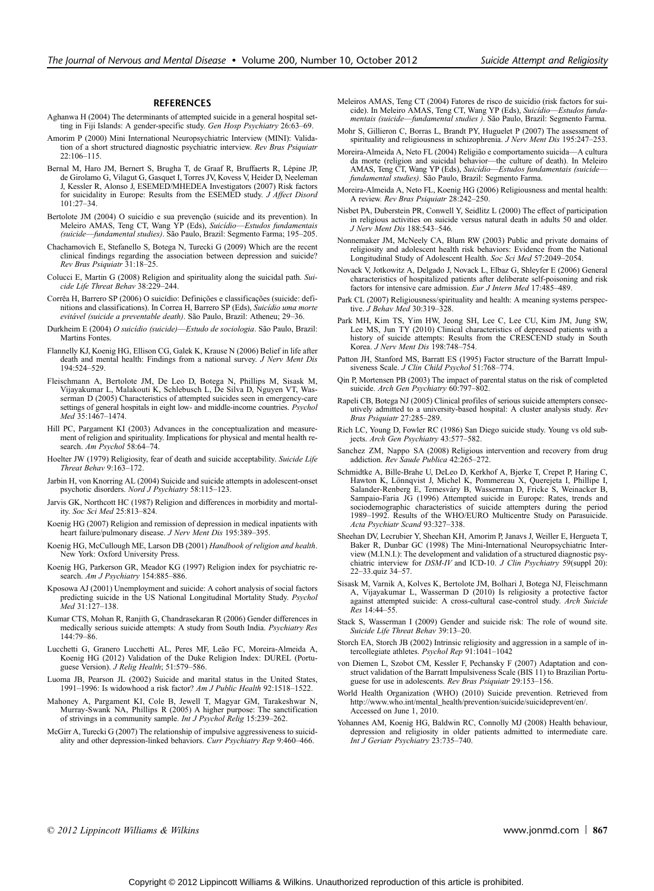## REFERENCES

Aghanwa H (2004) The determinants of attempted suicide in a general hospital setting in Fiji Islands: A gender-specific study. *Gen Hosp Psychiatry* 26:63–69.

Amorim P (2000) Mini International Neuropsychiatric Interview (MINI): Validation of a short structured diagnostic psychiatric interview. *Rev Bras Psiquiatr* 22:106–115.

Bernal M, Haro JM, Bernert S, Brugha T, de Graaf R, Bruffaerts R, Lépine JP, de Girolamo G, Vilagut G, Gasquet I, Torres JV, Kovess V, Heider D, Neeleman J, Kessler R, Alonso J, ESEMED/MHEDEA Investigators (2007) Risk factors for suicidality in Europe: Results from the ESEMED study. *J Affect Disord* 101:27–34.

Bertolote JM (2004) O suicídio e sua prevenção (suicide and its prevention). In Meleiro AMAS, Teng CT, Wang YP (Eds), *Suicídio—Estudos fundamentais (suicide—fundamental studies)*. São Paulo, Brazil: Segmento Farma; 195–205.

Chachamovich E, Stefanello S, Botega N, Turecki G (2009) Which are the recent clinical findings regarding the association between depression and suicide? *Rev Bras Psiquiatr* 31:18–25.

Colucci E, Martin G (2008) Religion and spirituality along the suicidal path. *Suicide Life Threat Behav* 38:229–244.

Corrêa H, Barrero SP (2006) O suicídio: Definições e classificações (suicide: definitions and classifications). In Correa H, Barrero SP (Eds), *Suicídio uma morte evitável (suicide a preventable death)*. São Paulo, Brazil: Atheneu; 29–36.

Durkheim E (2004) *O suicídio (suicide)—Estudo de sociologia*. São Paulo, Brazil: Martins Fontes.

Flannelly KJ, Koenig HG, Ellison CG, Galek K, Krause N (2006) Belief in life after death and mental health: Findings from a national survey. *J Nerv Ment Dis* 194:524–529.

Fleischmann A, Bertolote JM, De Leo D, Botega N, Phillips M, Sisask M, Vijayakumar L, Malakouti K, Schlebusch L, De Silva D, Nguyen VT, Wasserman D (2005) Characteristics of attempted suicides seen in emergency-care settings of general hospitals in eight low- and middle-income countries. *Psychol Med* 35:1467–1474.

Hill PC, Pargament KI (2003) Advances in the conceptualization and measurement of religion and spirituality. Implications for physical and mental health research. *Am Psychol* 58:64–74.

Hoelter JW (1979) Religiosity, fear of death and suicide acceptability. *Suicide Life Threat Behav* 9:163–172.

Jarbin H, von Knorring AL (2004) Suicide and suicide attempts in adolescent-onset psychotic disorders. *Nord J Psychiatry* 58:115–123.

Jarvis GK, Northcott HC (1987) Religion and differences in morbidity and mortality. *Soc Sci Med* 25:813–824.

Koenig HG (2007) Religion and remission of depression in medical inpatients with heart failure/pulmonary disease. *J Nerv Ment Dis* 195:389–395.

Koenig HG, McCullough ME, Larson DB (2001) *Handbook of religion and health*. New York: Oxford University Press.

Koenig HG, Parkerson GR, Meador KG (1997) Religion index for psychiatric research. *Am J Psychiatry* 154:885–886.

Kposowa AJ (2001) Unemployment and suicide: A cohort analysis of social factors predicting suicide in the US National Longitudinal Mortality Study. *Psychol Med* 31:127–138.

Kumar CTS, Mohan R, Ranjith G, Chandrasekaran R (2006) Gender differences in medically serious suicide attempts: A study from South India. *Psychiatry Res* 144:79–86.

Lucchetti G, Granero Lucchetti AL, Peres MF, Leão FC, Moreira-Almeida A, Koenig HG (2012) Validation of the Duke Religion Index: DUREL (Portuguese Version). *J Relig Health*; 51:579–586.

Luoma JB, Pearson JL (2002) Suicide and marital status in the United States, 1991–1996: Is widowhood a risk factor? *Am J Public Health* 92:1518–1522.

Mahoney A, Pargament KI, Cole B, Jewell T, Magyar GM, Tarakeshwar N, Murray-Swank NA, Phillips R (2005) A higher purpose: The sanctification of strivings in a community sample. *Int J Psychol Relig* 15:239–262.

McGirr A, Turecki G (2007) The relationship of impulsive aggressiveness to suicidality and other depression-linked behaviors. *Curr Psychiatry Rep* 9:460–466.

Meleiros AMAS, Teng CT (2004) Fatores de risco de suicídio (risk factors for suicide). In Meleiro AMAS, Teng CT, Wang YP (Eds), *Suicídio—Estudos fundamentais (suicide—fundamental studies )*. São Paulo, Brazil: Segmento Farma.

Mohr S, Gillieron C, Borras L, Brandt PY, Huguelet P (2007) The assessment of spirituality and religiousness in schizophrenia. *J Nerv Ment Dis* 195:247–253.

Moreira-Almeida A, Neto FL (2004) Religião e comportamento suicida—A cultura da morte (religion and suicidal behavior—the culture of death). In Meleiro AMAS, Teng CT, Wang YP (Eds), *Suicídio—Estudos fundamentais (suicide—fundamental studies)*. São Paulo, Brazil: Segmento Farma.

Moreira-Almeida A, Neto FL, Koenig HG (2006) Religiousness and mental health: A review. *Rev Bras Psiquiatr* 28:242–250.

Nisbet PA, Duberstein PR, Conwell Y, Seidlitz L (2000) The effect of participation in religious activities on suicide versus natural death in adults 50 and older. *J Nerv Ment Dis* 188:543–546.

Nonnemaker JM, McNeely CA, Blum RW (2003) Public and private domains of religiosity and adolescent health risk behaviors: Evidence from the National Longitudinal Study of Adolescent Health. *Soc Sci Med* 57:2049–2054.

Novack V, Jotkowitz A, Delgado J, Novack L, Elbaz G, Shleyfer E (2006) General characteristics of hospitalized patients after deliberate self-poisoning and risk factors for intensive care admission. *Eur J Intern Med* 17:485–489.

Park CL (2007) Religiousness/spirituality and health: A meaning systems perspective. *J Behav Med* 30:319–328.

Park MH, Kim TS, Yim HW, Jeong SH, Lee C, Lee CU, Kim JM, Jung SW, Lee MS, Jun TY (2010) Clinical characteristics of depressed patients with a history of suicide attempts: Results from the CRESCEND study in South Korea. *J Nerv Ment Dis* 198:748–754.

Patton JH, Stanford MS, Barratt ES (1995) Factor structure of the Barratt Impulsiveness Scale. *J Clin Child Psychol* 51:768–774.

Qin P, Mortensen PB (2003) The impact of parental status on the risk of completed suicide. *Arch Gen Psychiatry* 60:797–802.

Rapeli CB, Botega NJ (2005) Clinical profiles of serious suicide attempters consecutively admitted to a university-based hospital: A cluster analysis study. *Rev Bras Psiquiatr* 27:285–289.

Rich LC, Young D, Fowler RC (1986) San Diego suicide study. Young vs old subjects. *Arch Gen Psychiatry* 43:577–582.

Sanchez ZM, Nappo SA (2008) Religious intervention and recovery from drug addiction. *Rev Saude Publica* 42:265–272.

Schmidtke A, Bille-Brahe U, DeLeo D, Kerkhof A, Bjerke T, Crepet P, Haring C, Hawton K, Lönnqvist J, Michel K, Pommereau X, Querejeta I, Phillipe I, Salander-Renberg E, Temesváry B, Wasserman D, Fricke S, Weinacker B, Sampaio-Faria JG (1996) Attempted suicide in Europe: Rates, trends and sociodemographic characteristics of suicide attempters during the period 1989–1992. Results of the WHO/EURO Multicentre Study on Parasuicide. *Acta Psychiatr Scand* 93:327–338.

Sheehan DV, Lecrubier Y, Sheehan KH, Amorim P, Janavs J, Weiller E, Hergueta T, Baker R, Dunbar GC (1998) The Mini-International Neuropsychiatric Interview (M.I.N.I.): The development and validation of a structured diagnostic psychiatric interview for *DSM-IV* and ICD-10. *J Clin Psychiatry* 59(suppl 20): 22–33.quiz 34–57.

Sisask M, Varnik A, Kolves K, Bertolote JM, Bolhari J, Botega NJ, Fleischmann A, Vijayakumar L, Wasserman D (2010) Is religiosity a protective factor against attempted suicide: A cross-cultural case-control study. *Arch Suicide Res* 14:44–55.

Stack S, Wasserman I (2009) Gender and suicide risk: The role of wound site. *Suicide Life Threat Behav* 39:13–20.

Storch EA, Storch JB (2002) Intrinsic religiosity and aggression in a sample of intercollegiate athletes. *Psychol Rep* 91:1041–1042

von Diemen L, Szobot CM, Kessler F, Pechansky F (2007) Adaptation and construct validation of the Barratt Impulsiveness Scale (BIS 11) to Brazilian Portuguese for use in adolescents. *Rev Bras Psiquiatr* 29:153–156.

World Health Organization (WHO) (2010) Suicide prevention. Retrieved from http://www.who.int/mental_health/prevention/suicide/suicideprevent/en/. Accessed on June 1, 2010.

Yohannes AM, Koenig HG, Baldwin RC, Connolly MJ (2008) Health behaviour, depression and religiosity in older patients admitted to intermediate care. *Int J Geriatr Psychiatry* 23:735–740.